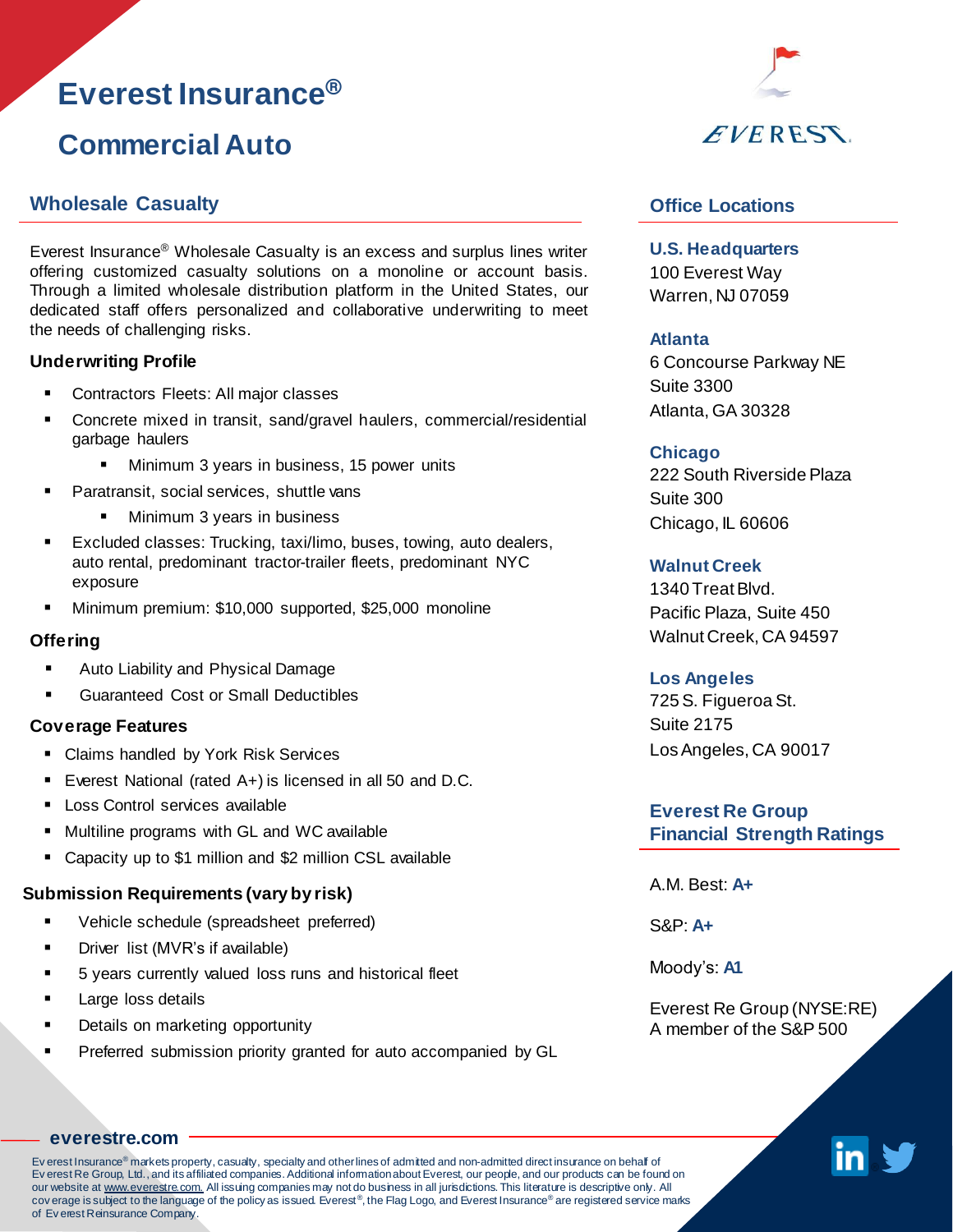# Everest Insurance®

# Commercial Auto

## Wholesale Casualty

Everest Insurance® Wholesale Casualty is an excess and surplus lines writer offering customized casualty solutions on a monoline or account basis. Through a limited wholesale distribution platform in the United States, our dedicated staff offers personalized and collaborative underwriting to meet the needs of challenging risks.

### Underwriting Profile

- Contractors Fleets: All major classes
- Concrete mixed in transit, sand/gravel haulers, commercial/residential garbage haulers
  - Minimum 3 years in business, 15 power units
- Paratransit, social services, shuttle vans
  - Minimum 3 years in business
- Excluded classes: Trucking, taxi/limo, buses, towing, auto dealers, auto rental, predominant tractor-trailer fleets, predominant NYC exposure
- Minimum premium: $10,000 supported, $25,000 monoline

### Offering

- Auto Liability and Physical Damage
- Guaranteed Cost or Small Deductibles

### Coverage Features

- Claims handled by York Risk Services
- Everest National (rated A+) is licensed in all 50 and D.C.
- Loss Control services available
- Multiline programs with GL and WC available
- Capacity up to $1 million and $2 million CSL available

### Submission Requirements (vary by risk)

- Vehicle schedule (spreadsheet preferred)
- Driver list (MVR's if available)
- 5 years currently valued loss runs and historical fleet
- Large loss details
- Details on marketing opportunity
- Preferred submission priority granted for auto accompanied by GL

## Office Locations

**U.S. Headquarters**
100 Everest Way
Warren, NJ 07059

**Atlanta**
6 Concourse Parkway NE
Suite 3300
Atlanta, GA 30328

**Chicago**
222 South Riverside Plaza
Suite 300
Chicago, IL 60606

**Walnut Creek**
1340 Treat Blvd.
Pacific Plaza, Suite 450
Walnut Creek, CA 94597

**Los Angeles**
725 S. Figueroa St.
Suite 2175
Los Angeles, CA 90017

## Everest Re Group Financial Strength Ratings

A.M. Best: **A+**

S&P: **A+**

Moody's: **A1**

Everest Re Group (NYSE:RE)
A member of the S&P 500

**everestre.com**

Everest Insurance® markets property, casualty, specialty and other lines of admitted and non-admitted direct insurance on behalf of Everest Re Group, Ltd., and its affiliated companies. Additional information about Everest, our people, and our products can be found on our website at www.everestre.com. All issuing companies may not do business in all jurisdictions. This literature is descriptive only. All coverage is subject to the language of the policy as issued. Everest®, the Flag Logo, and Everest Insurance® are registered service marks of Everest Reinsurance Company.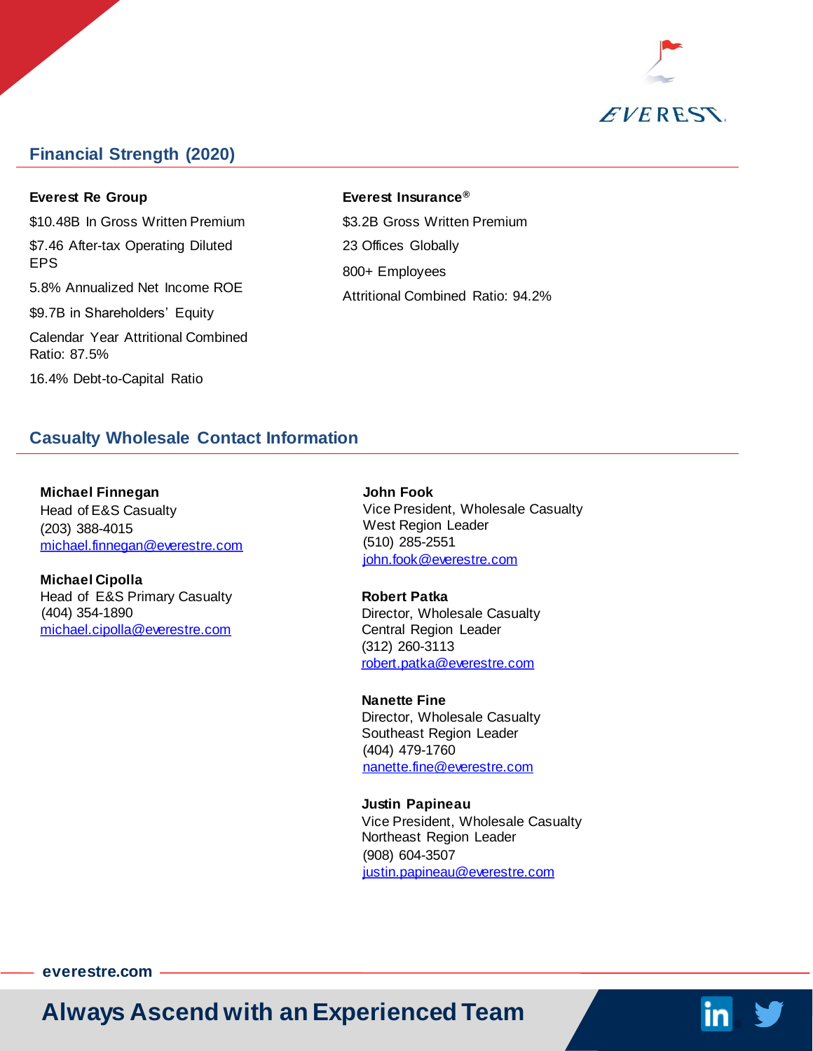## Financial Strength (2020)

**Everest Re Group**

$10.48B In Gross Written Premium

$7.46 After-tax Operating Diluted EPS

5.8% Annualized Net Income ROE

$9.7B in Shareholders' Equity

Calendar Year Attritional Combined Ratio: 87.5%

16.4% Debt-to-Capital Ratio

**Everest Insurance®**

$3.2B Gross Written Premium

23 Offices Globally

800+ Employees

Attritional Combined Ratio: 94.2%

## Casualty Wholesale Contact Information

**Michael Finnegan**
Head of E&S Casualty
(203) 388-4015
michael.finnegan@everestre.com

**Michael Cipolla**
Head of E&S Primary Casualty
(404) 354-1890
michael.cipolla@everestre.com

**John Fook**
Vice President, Wholesale Casualty
West Region Leader
(510) 285-2551
john.fook@everestre.com

**Robert Patka**
Director, Wholesale Casualty
Central Region Leader
(312) 260-3113
robert.patka@everestre.com

**Nanette Fine**
Director, Wholesale Casualty
Southeast Region Leader
(404) 479-1760
nanette.fine@everestre.com

**Justin Papineau**
Vice President, Wholesale Casualty
Northeast Region Leader
(908) 604-3507
justin.papineau@everestre.com

**everestre.com**

**Always Ascend with an Experienced Team**